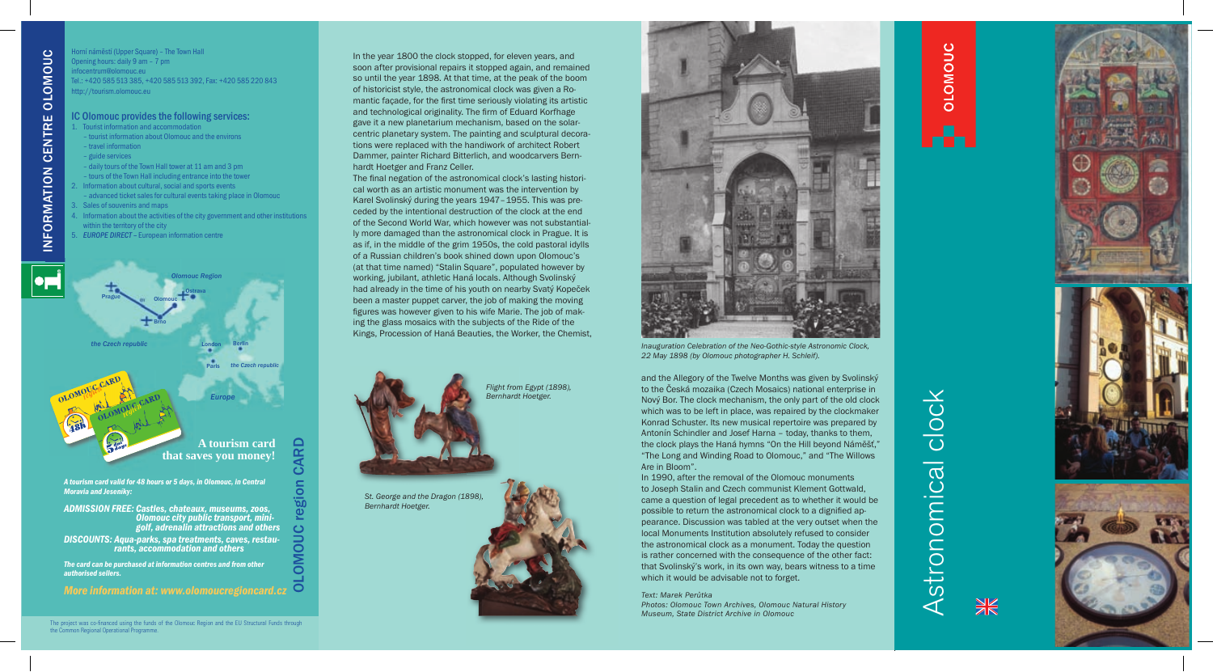# INFORMATION CENTRE OLOMOUC

Horní náměstí (Upper Square) – The Town Hall
Opening hours: daily 9 am – 7 pm
infocentrum@olomouc.eu
Tel.: +420 585 513 385, +420 585 513 392, Fax: +420 585 220 843
http://tourism.olomouc.eu

## IC Olomouc provides the following services:

1. Tourist information and accommodation
   - tourist information about Olomouc and the environs
   - travel information
   - guide services
   - daily tours of the Town Hall tower at 11 am and 3 pm
   - tours of the Town Hall including entrance into the tower
2. Information about cultural, social and sports events
   - advanced ticket sales for cultural events taking place in Olomouc
3. Sales of souvenirs and maps
4. Information about the activities of the city government and other institutions within the territory of the city
5. *EUROPE DIRECT* – European information centre

Olomouc Region · Prague · Olomouc · Ostrava · Brno · the Czech republic · London · Berlin · Paris · the Czech republic · Europe

## OLOMOUC region CARD

**A tourism card that saves you money!**

***A tourism card valid for 48 hours or 5 days, in Olomouc, in Central Moravia and Jeseníky:***

***ADMISSION FREE: Castles, chateaux, museums, zoos, Olomouc city public transport, mini-golf, adrenalin attractions and others***

***DISCOUNTS: Aqua-parks, spa treatments, caves, restaurants, accommodation and others***

***The card can be purchased at information centres and from other authorised sellers.***

***More information at: www.olomoucregioncard.cz***

The project was co-financed using the funds of the Olomouc Region and the EU Structural Funds through the Common Regional Operational Programme.

In the year 1800 the clock stopped, for eleven years, and soon after provisional repairs it stopped again, and remained so until the year 1898. At that time, at the peak of the boom of historicist style, the astronomical clock was given a Romantic façade, for the first time seriously violating its artistic and technological originality. The firm of Eduard Korfhage gave it a new planetarium mechanism, based on the solar-centric planetary system. The painting and sculptural decorations were replaced with the handiwork of architect Robert Dammer, painter Richard Bitterlich, and woodcarvers Bernhardt Hoetger and Franz Celler.

The final negation of the astronomical clock's lasting historical value as an artistic monument was the intervention by Karel Svolinský during the years 1947 – 1955. This was preceded by the intentional destruction of the clock at the end of the Second World War, which however was not substantially more damaged than the astronomical clock in Prague. It is as if, in the middle of the grim 1950s, the cold pastoral idylls of a Russian children's book shined down upon Olomouc's (at that time named) "Stalin Square", populated however by working, jubilant, athletic Haná locals. Although Svolinský had already in the time of his youth on nearby Svatý Kopeček been a master puppet carver, the job of making the moving figures was however given to his wife Marie. The job of making the glass mosaics with the subjects of the Ride of the Kings, Procession of Haná Beauties, the Worker, the Chemist, and the Allegory of the Twelve Months was given by Svolinský to the Česká mozaika (Czech Mosaics) national enterprise in Nový Bor. The clock mechanism, the only part of the old clock which was to be left in place, was repaired by the clockmaker Konrad Schuster. Its new musical repertoire was prepared by Antonín Schindler and Josef Harna – today, thanks to them, the clock plays the Haná hymns "On the Hill beyond Náměšť," "The Long and Winding Road to Olomouc," and "The Willows Are in Bloom".

In 1990, after the removal of the Olomouc monuments to Joseph Stalin and Czech communist Klement Gottwald, came a question of legal precedent as to whether it would be possible to return the astronomical clock to a dignified appearance. Discussion was tabled at the very outset when the local Monuments Institution absolutely refused to consider the astronomical clock as a monument. Today the question is rather concerned with the consequence of the other fact: that Svolinský's work, in its own way, bears witness to a time which it would be advisable not to forget.

*Flight from Egypt (1898), Bernhardt Hoetger.*

*St. George and the Dragon (1898), Bernhardt Hoetger.*

*Inauguration Celebration of the Neo-Gothic-style Astronomic Clock, 22 May 1898 (by Olomouc photographer H. Schleif).*

*Text: Marek Perůtka*
*Photos: Olomouc Town Archives, Olomouc Natural History Museum, State District Archive in Olomouc*

# OLOMOUC

# Astronomical clock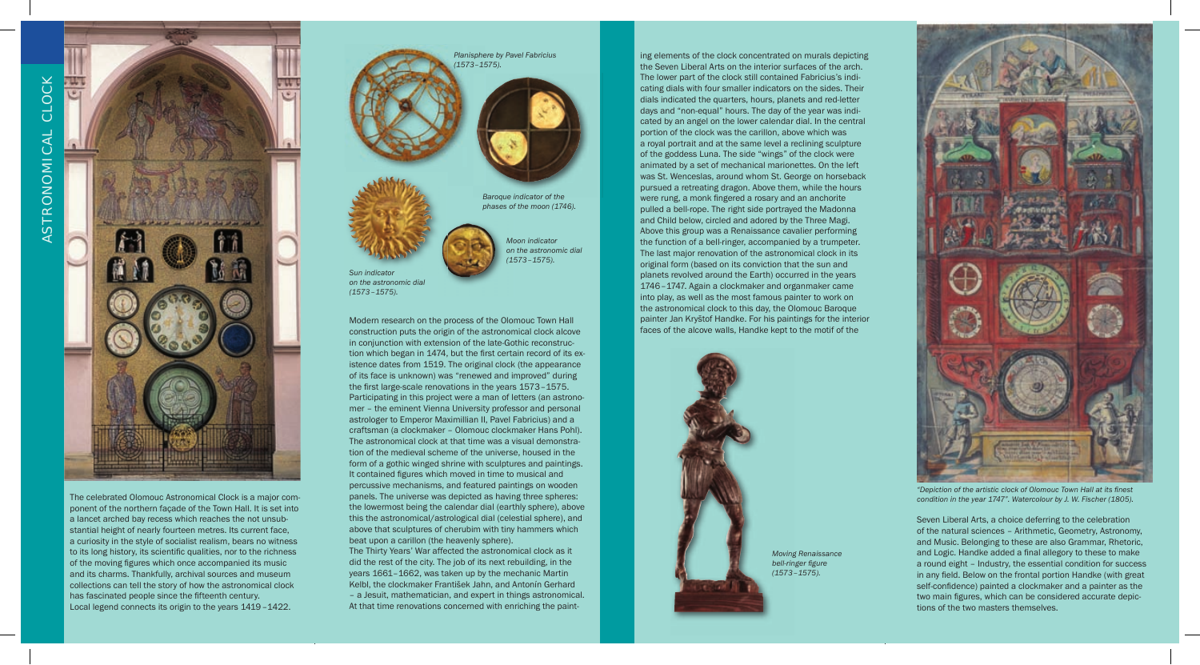# ASTRONOMICAL CLOCK

The celebrated Olomouc Astronomical Clock is a major component of the northern façade of the Town Hall. It is set into a lancet arched bay recess which reaches the not unsubstantial height of nearly fourteen metres. Its current face, a curiosity in the style of socialist realism, bears no witness to its long history, its scientific qualities, nor to the richness of the moving figures which once accompanied its music and its charms. Thankfully, archival sources and museum collections can tell the story of how the astronomical clock has fascinated people since the fifteenth century. Local legend connects its origin to the years 1419 –1422.

*Planisphere by Pavel Fabricius (1573 – 1575).*

*Baroque indicator of the phases of the moon (1746).*

*Moon indicator on the astronomic dial (1573 – 1575).*

*Sun indicator on the astronomic dial (1573 – 1575).*

Modern research on the process of the Olomouc Town Hall construction puts the origin of the astronomical clock alcove in conjunction with extension of the late-Gothic reconstruction which began in 1474, but the first certain record of its existence dates from 1519. The original clock (the appearance of its face is unknown) was "renewed and improved" during the first large-scale renovations in the years 1573 – 1575. Participating in this project were a man of letters (an astronomer – the eminent Vienna University professor and personal astrologer to Emperor Maximillian II, Pavel Fabricius) and a craftsman (a clockmaker – Olomouc clockmaker Hans Pohl). The astronomical clock at that time was a visual demonstration of the medieval scheme of the universe, housed in the form of a gothic winged shrine with sculptures and paintings. It contained figures which moved in time to musical and percussive mechanisms, and featured paintings on wooden panels. The universe was depicted as having three spheres: the lowermost being the calendar dial (earthly sphere), above this the astronomical/astrological dial (celestial sphere), and above that sculptures of cherubim with tiny hammers which beat upon a carillon (the heavenly sphere).

The Thirty Years' War affected the astronomical clock as it did the rest of the city. The job of its next rebuilding, in the years 1661 – 1662, was taken up by the mechanic Martin Kelbl, the clockmaker František Jahn, and Antonín Gerhard – a Jesuit, mathematician, and expert in things astronomical. At that time renovations concerned with enriching the painting elements of the clock concentrated on murals depicting the Seven Liberal Arts on the interior surfaces of the arch. The lower part of the clock still contained Fabricius's indicating dials with four smaller indicators on the sides. Their dials indicated the quarters, hours, planets and red-letter days and "non-equal" hours. The day of the year was indicated by an angel on the lower calendar dial. In the central portion of the clock was the carillon, above which was a royal portrait and at the same level a reclining sculpture of the goddess Luna. The side "wings" of the clock were animated by a set of mechanical marionettes. On the left was St. Wenceslas, around whom St. George on horseback pursued a retreating dragon. Above them, while the hours were rung, a monk fingered a rosary and an anchorite pulled a bell-rope. The right side portrayed the Madonna and Child below, circled and adored by the Three Magi. Above this group was a Renaissance cavalier performing the function of a bell-ringer, accompanied by a trumpeter. The last major renovation of the astronomical clock in its original form (based on its conviction that the sun and planets revolved around the Earth) occurred in the years 1746 – 1747. Again a clockmaker and organmaker came into play, as well as the most famous painter to work on the astronomical clock to this day, the Olomouc Baroque painter Jan Kryštof Handke. For his paintings for the interior faces of the alcove walls, Handke kept to the motif of the Seven Liberal Arts, a choice deferring to the celebration of the natural sciences – Arithmetic, Geometry, Astronomy, and Music. Belonging to these are also Grammar, Rhetoric, and Logic. Handke added a final allegory to these to make a round eight – Industry, the essential condition for success in any field. Below on the frontal portion Handke (with great self-confidence) painted a clockmaker and a painter as the two main figures, which can be considered accurate depictions of the two masters themselves.

*Moving Renaissance bell-ringer figure (1573 – 1575).*

*"Depiction of the artistic clock of Olomouc Town Hall at its finest condition in the year 1747". Watercolour by J. W. Fischer (1805).*